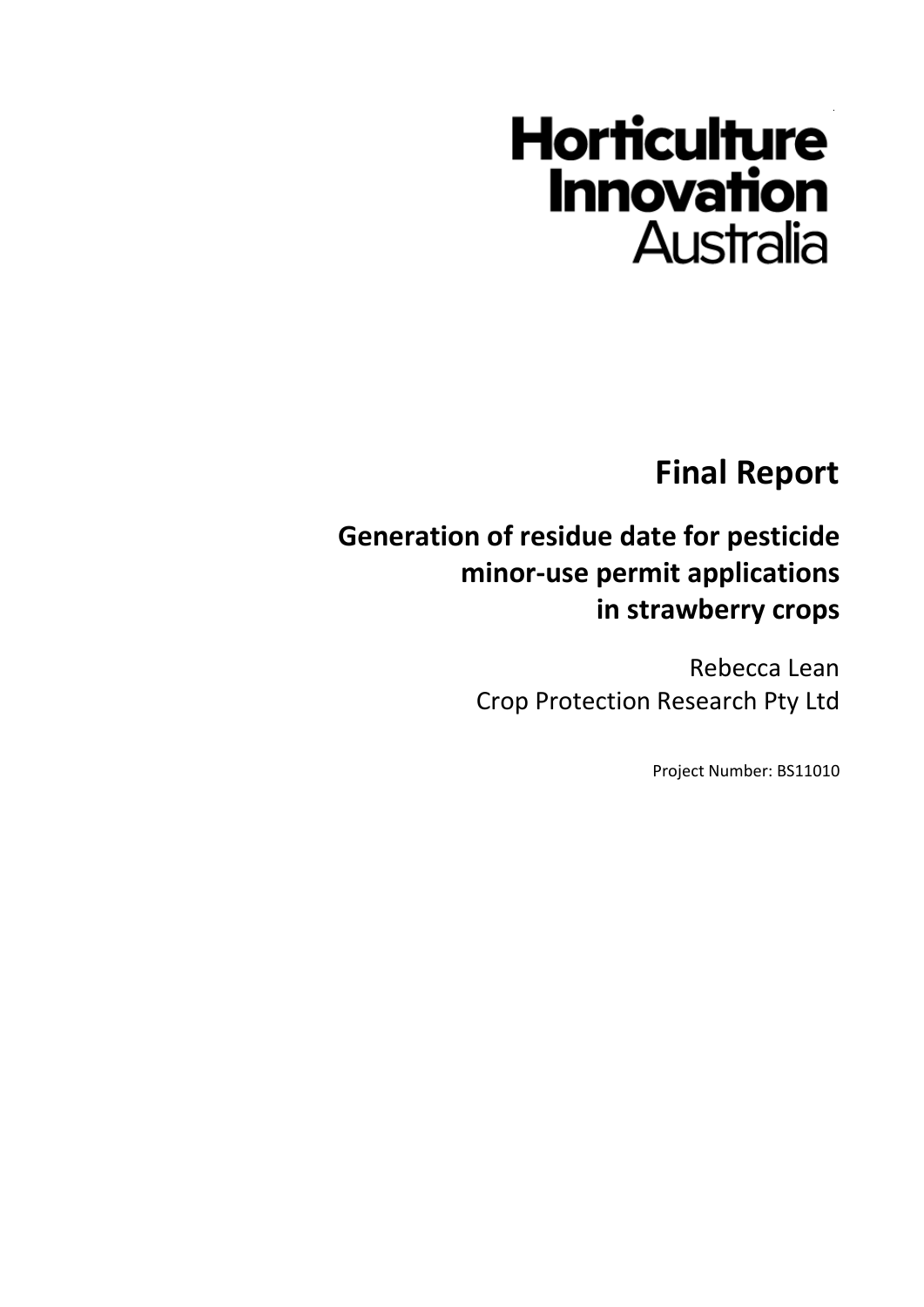Horticulture Innovation Australia

# Final Report

## Generation of residue date for pesticide minor-use permit applications in strawberry crops

Rebecca Lean
Crop Protection Research Pty Ltd

Project Number: BS11010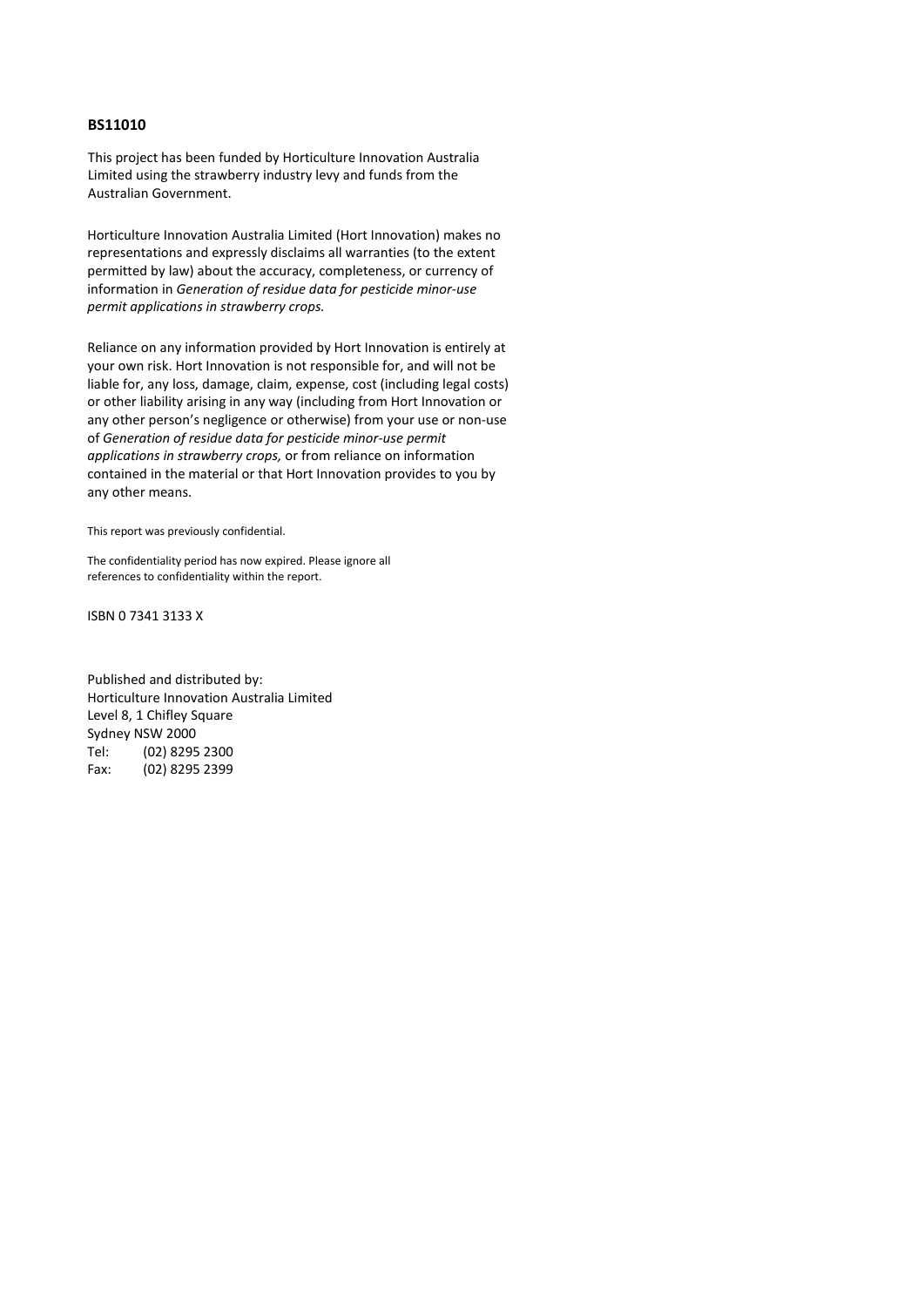**BS11010**

This project has been funded by Horticulture Innovation Australia Limited using the strawberry industry levy and funds from the Australian Government.

Horticulture Innovation Australia Limited (Hort Innovation) makes no representations and expressly disclaims all warranties (to the extent permitted by law) about the accuracy, completeness, or currency of information in *Generation of residue data for pesticide minor-use permit applications in strawberry crops.*

Reliance on any information provided by Hort Innovation is entirely at your own risk. Hort Innovation is not responsible for, and will not be liable for, any loss, damage, claim, expense, cost (including legal costs) or other liability arising in any way (including from Hort Innovation or any other person's negligence or otherwise) from your use or non-use of *Generation of residue data for pesticide minor-use permit applications in strawberry crops,* or from reliance on information contained in the material or that Hort Innovation provides to you by any other means.

This report was previously confidential.

The confidentiality period has now expired. Please ignore all references to confidentiality within the report.

ISBN 0 7341 3133 X

Published and distributed by:
Horticulture Innovation Australia Limited
Level 8, 1 Chifley Square
Sydney NSW 2000
Tel: (02) 8295 2300
Fax: (02) 8295 2399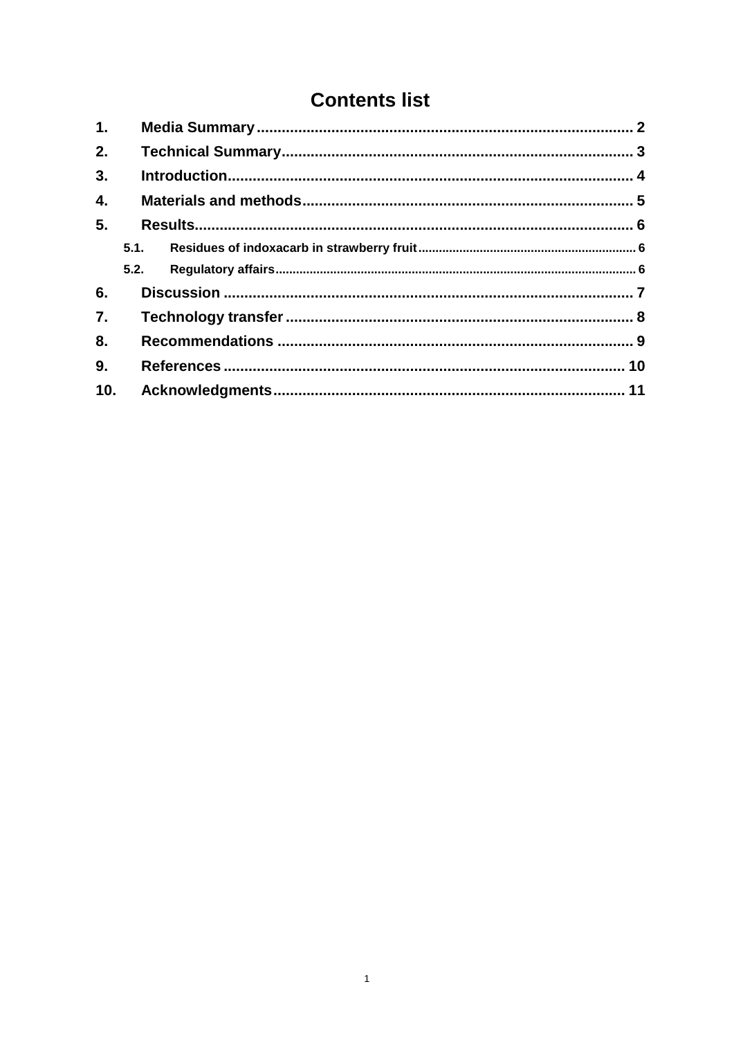# Contents list

1. **Media Summary** ........................................................................................ 2
2. **Technical Summary** ................................................................................... 3
3. **Introduction** ............................................................................................... 4
4. **Materials and methods** .............................................................................. 5
5. **Results** ...................................................................................................... 6
   - 5.1. **Residues of indoxacarb in strawberry fruit** ........................................ 6
   - 5.2. **Regulatory affairs** ................................................................................ 6
6. **Discussion** ................................................................................................ 7
7. **Technology transfer** .................................................................................. 8
8. **Recommendations** .................................................................................... 9
9. **References** ............................................................................................... 10
10. **Acknowledgments** ................................................................................... 11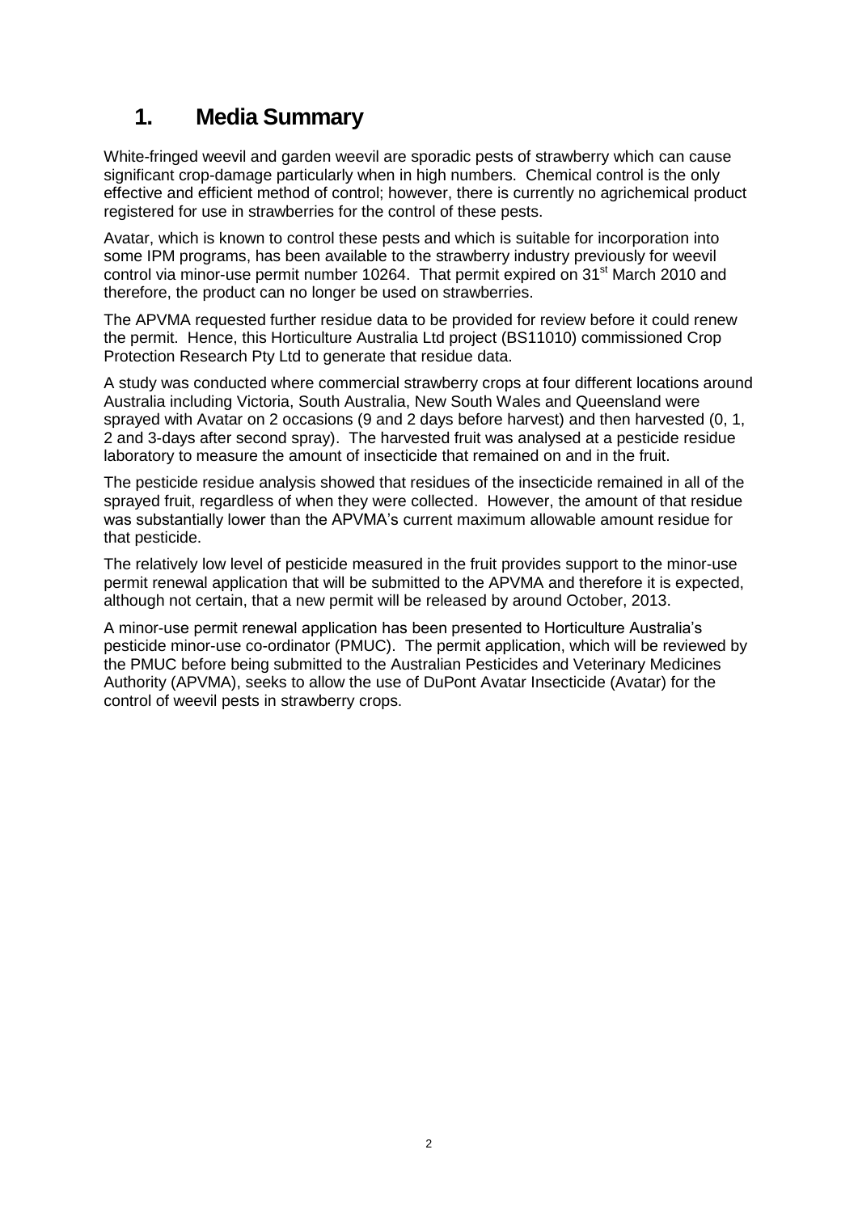# 1. Media Summary

White-fringed weevil and garden weevil are sporadic pests of strawberry which can cause significant crop-damage particularly when in high numbers. Chemical control is the only effective and efficient method of control; however, there is currently no agrichemical product registered for use in strawberries for the control of these pests.

Avatar, which is known to control these pests and which is suitable for incorporation into some IPM programs, has been available to the strawberry industry previously for weevil control via minor-use permit number 10264. That permit expired on 31st March 2010 and therefore, the product can no longer be used on strawberries.

The APVMA requested further residue data to be provided for review before it could renew the permit. Hence, this Horticulture Australia Ltd project (BS11010) commissioned Crop Protection Research Pty Ltd to generate that residue data.

A study was conducted where commercial strawberry crops at four different locations around Australia including Victoria, South Australia, New South Wales and Queensland were sprayed with Avatar on 2 occasions (9 and 2 days before harvest) and then harvested (0, 1, 2 and 3-days after second spray). The harvested fruit was analysed at a pesticide residue laboratory to measure the amount of insecticide that remained on and in the fruit.

The pesticide residue analysis showed that residues of the insecticide remained in all of the sprayed fruit, regardless of when they were collected. However, the amount of that residue was substantially lower than the APVMA's current maximum allowable amount residue for that pesticide.

The relatively low level of pesticide measured in the fruit provides support to the minor-use permit renewal application that will be submitted to the APVMA and therefore it is expected, although not certain, that a new permit will be released by around October, 2013.

A minor-use permit renewal application has been presented to Horticulture Australia's pesticide minor-use co-ordinator (PMUC). The permit application, which will be reviewed by the PMUC before being submitted to the Australian Pesticides and Veterinary Medicines Authority (APVMA), seeks to allow the use of DuPont Avatar Insecticide (Avatar) for the control of weevil pests in strawberry crops.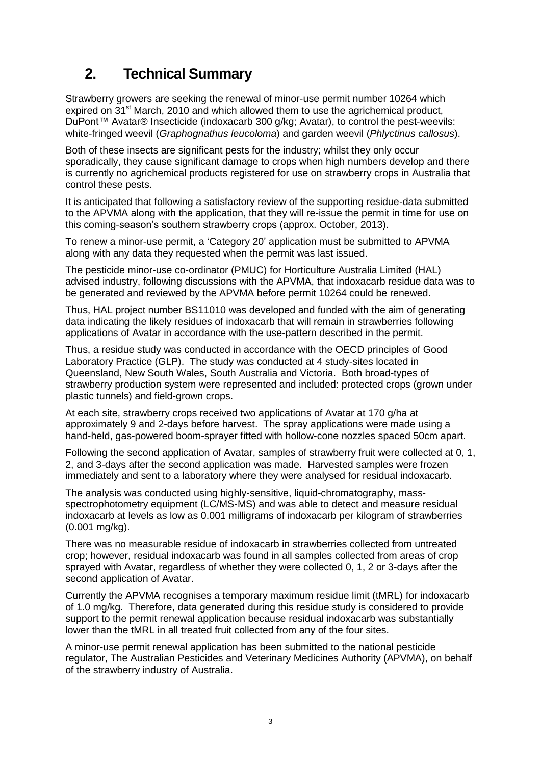# 2. Technical Summary

Strawberry growers are seeking the renewal of minor-use permit number 10264 which expired on 31st March, 2010 and which allowed them to use the agrichemical product, DuPont™ Avatar® Insecticide (indoxacarb 300 g/kg; Avatar), to control the pest-weevils: white-fringed weevil (*Graphognathus leucoloma*) and garden weevil (*Phlyctinus callosus*).

Both of these insects are significant pests for the industry; whilst they only occur sporadically, they cause significant damage to crops when high numbers develop and there is currently no agrichemical products registered for use on strawberry crops in Australia that control these pests.

It is anticipated that following a satisfactory review of the supporting residue-data submitted to the APVMA along with the application, that they will re-issue the permit in time for use on this coming-season's southern strawberry crops (approx. October, 2013).

To renew a minor-use permit, a 'Category 20' application must be submitted to APVMA along with any data they requested when the permit was last issued.

The pesticide minor-use co-ordinator (PMUC) for Horticulture Australia Limited (HAL) advised industry, following discussions with the APVMA, that indoxacarb residue data was to be generated and reviewed by the APVMA before permit 10264 could be renewed.

Thus, HAL project number BS11010 was developed and funded with the aim of generating data indicating the likely residues of indoxacarb that will remain in strawberries following applications of Avatar in accordance with the use-pattern described in the permit.

Thus, a residue study was conducted in accordance with the OECD principles of Good Laboratory Practice (GLP). The study was conducted at 4 study-sites located in Queensland, New South Wales, South Australia and Victoria. Both broad-types of strawberry production system were represented and included: protected crops (grown under plastic tunnels) and field-grown crops.

At each site, strawberry crops received two applications of Avatar at 170 g/ha at approximately 9 and 2-days before harvest. The spray applications were made using a hand-held, gas-powered boom-sprayer fitted with hollow-cone nozzles spaced 50cm apart.

Following the second application of Avatar, samples of strawberry fruit were collected at 0, 1, 2, and 3-days after the second application was made. Harvested samples were frozen immediately and sent to a laboratory where they were analysed for residual indoxacarb.

The analysis was conducted using highly-sensitive, liquid-chromatography, mass-spectrophotometry equipment (LC/MS-MS) and was able to detect and measure residual indoxacarb at levels as low as 0.001 milligrams of indoxacarb per kilogram of strawberries (0.001 mg/kg).

There was no measurable residue of indoxacarb in strawberries collected from untreated crop; however, residual indoxacarb was found in all samples collected from areas of crop sprayed with Avatar, regardless of whether they were collected 0, 1, 2 or 3-days after the second application of Avatar.

Currently the APVMA recognises a temporary maximum residue limit (tMRL) for indoxacarb of 1.0 mg/kg. Therefore, data generated during this residue study is considered to provide support to the permit renewal application because residual indoxacarb was substantially lower than the tMRL in all treated fruit collected from any of the four sites.

A minor-use permit renewal application has been submitted to the national pesticide regulator, The Australian Pesticides and Veterinary Medicines Authority (APVMA), on behalf of the strawberry industry of Australia.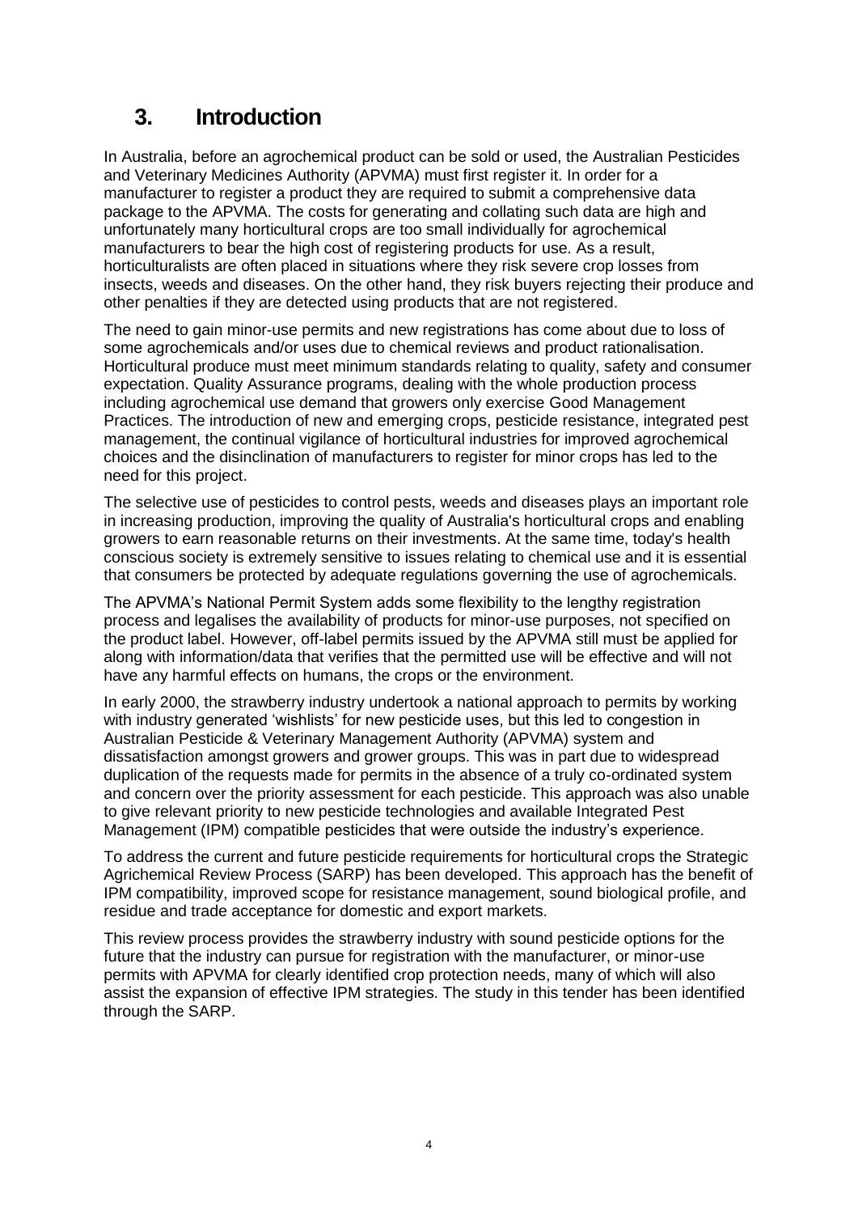# 3. Introduction

In Australia, before an agrochemical product can be sold or used, the Australian Pesticides and Veterinary Medicines Authority (APVMA) must first register it. In order for a manufacturer to register a product they are required to submit a comprehensive data package to the APVMA. The costs for generating and collating such data are high and unfortunately many horticultural crops are too small individually for agrochemical manufacturers to bear the high cost of registering products for use. As a result, horticulturalists are often placed in situations where they risk severe crop losses from insects, weeds and diseases. On the other hand, they risk buyers rejecting their produce and other penalties if they are detected using products that are not registered.

The need to gain minor-use permits and new registrations has come about due to loss of some agrochemicals and/or uses due to chemical reviews and product rationalisation. Horticultural produce must meet minimum standards relating to quality, safety and consumer expectation. Quality Assurance programs, dealing with the whole production process including agrochemical use demand that growers only exercise Good Management Practices. The introduction of new and emerging crops, pesticide resistance, integrated pest management, the continual vigilance of horticultural industries for improved agrochemical choices and the disinclination of manufacturers to register for minor crops has led to the need for this project.

The selective use of pesticides to control pests, weeds and diseases plays an important role in increasing production, improving the quality of Australia's horticultural crops and enabling growers to earn reasonable returns on their investments. At the same time, today's health conscious society is extremely sensitive to issues relating to chemical use and it is essential that consumers be protected by adequate regulations governing the use of agrochemicals.

The APVMA's National Permit System adds some flexibility to the lengthy registration process and legalises the availability of products for minor-use purposes, not specified on the product label. However, off-label permits issued by the APVMA still must be applied for along with information/data that verifies that the permitted use will be effective and will not have any harmful effects on humans, the crops or the environment.

In early 2000, the strawberry industry undertook a national approach to permits by working with industry generated 'wishlists' for new pesticide uses, but this led to congestion in Australian Pesticide & Veterinary Management Authority (APVMA) system and dissatisfaction amongst growers and grower groups. This was in part due to widespread duplication of the requests made for permits in the absence of a truly co-ordinated system and concern over the priority assessment for each pesticide. This approach was also unable to give relevant priority to new pesticide technologies and available Integrated Pest Management (IPM) compatible pesticides that were outside the industry's experience.

To address the current and future pesticide requirements for horticultural crops the Strategic Agrichemical Review Process (SARP) has been developed. This approach has the benefit of IPM compatibility, improved scope for resistance management, sound biological profile, and residue and trade acceptance for domestic and export markets.

This review process provides the strawberry industry with sound pesticide options for the future that the industry can pursue for registration with the manufacturer, or minor-use permits with APVMA for clearly identified crop protection needs, many of which will also assist the expansion of effective IPM strategies. The study in this tender has been identified through the SARP.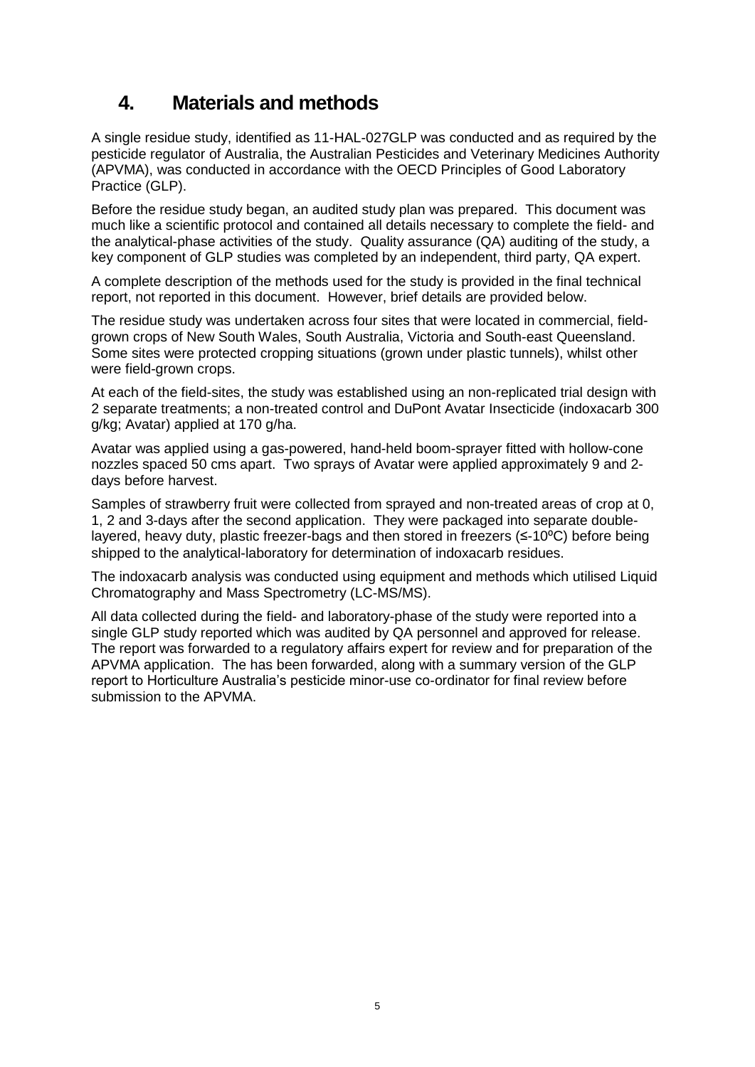# 4. Materials and methods

A single residue study, identified as 11-HAL-027GLP was conducted and as required by the pesticide regulator of Australia, the Australian Pesticides and Veterinary Medicines Authority (APVMA), was conducted in accordance with the OECD Principles of Good Laboratory Practice (GLP).

Before the residue study began, an audited study plan was prepared. This document was much like a scientific protocol and contained all details necessary to complete the field- and the analytical-phase activities of the study. Quality assurance (QA) auditing of the study, a key component of GLP studies was completed by an independent, third party, QA expert.

A complete description of the methods used for the study is provided in the final technical report, not reported in this document. However, brief details are provided below.

The residue study was undertaken across four sites that were located in commercial, field-grown crops of New South Wales, South Australia, Victoria and South-east Queensland. Some sites were protected cropping situations (grown under plastic tunnels), whilst other were field-grown crops.

At each of the field-sites, the study was established using an non-replicated trial design with 2 separate treatments; a non-treated control and DuPont Avatar Insecticide (indoxacarb 300 g/kg; Avatar) applied at 170 g/ha.

Avatar was applied using a gas-powered, hand-held boom-sprayer fitted with hollow-cone nozzles spaced 50 cms apart. Two sprays of Avatar were applied approximately 9 and 2-days before harvest.

Samples of strawberry fruit were collected from sprayed and non-treated areas of crop at 0, 1, 2 and 3-days after the second application. They were packaged into separate double-layered, heavy duty, plastic freezer-bags and then stored in freezers (≤-10ºC) before being shipped to the analytical-laboratory for determination of indoxacarb residues.

The indoxacarb analysis was conducted using equipment and methods which utilised Liquid Chromatography and Mass Spectrometry (LC-MS/MS).

All data collected during the field- and laboratory-phase of the study were reported into a single GLP study reported which was audited by QA personnel and approved for release. The report was forwarded to a regulatory affairs expert for review and for preparation of the APVMA application. The has been forwarded, along with a summary version of the GLP report to Horticulture Australia's pesticide minor-use co-ordinator for final review before submission to the APVMA.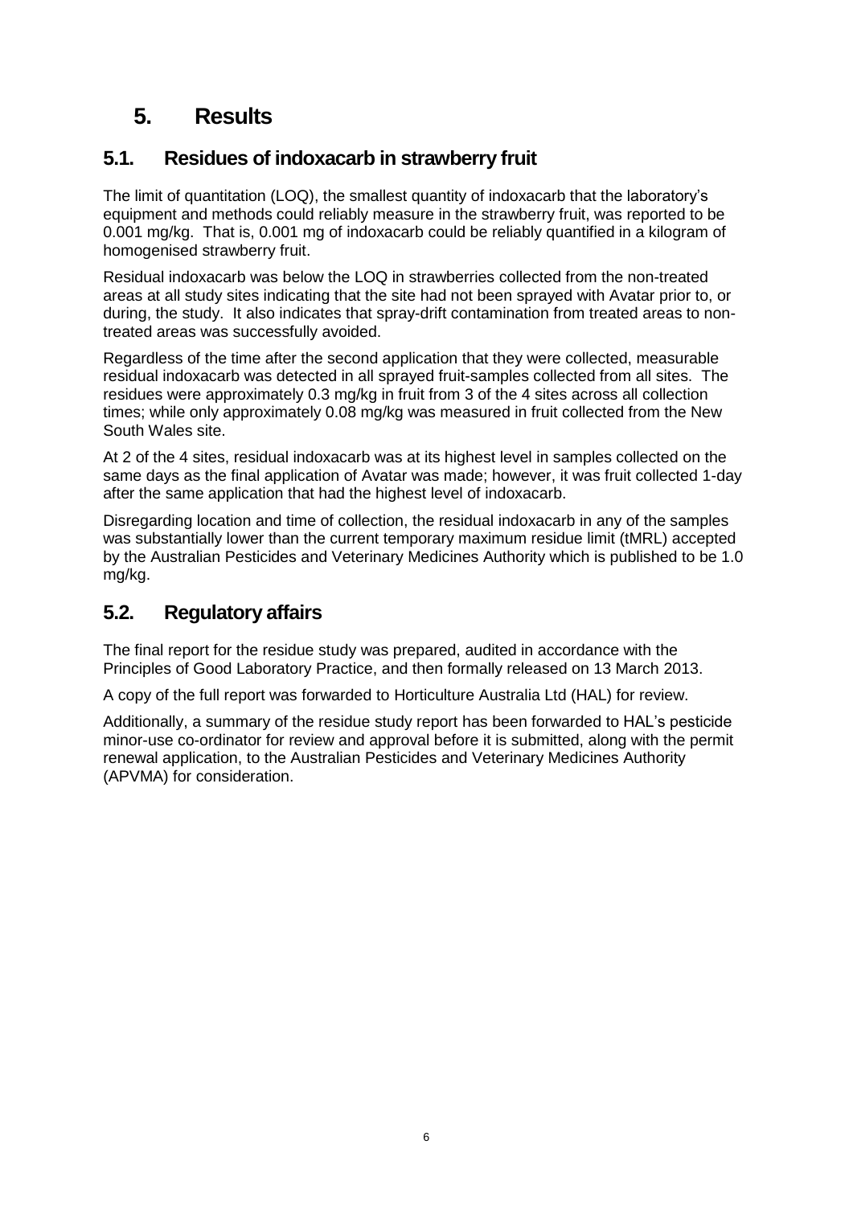# 5. Results

## 5.1. Residues of indoxacarb in strawberry fruit

The limit of quantitation (LOQ), the smallest quantity of indoxacarb that the laboratory's equipment and methods could reliably measure in the strawberry fruit, was reported to be 0.001 mg/kg. That is, 0.001 mg of indoxacarb could be reliably quantified in a kilogram of homogenised strawberry fruit.

Residual indoxacarb was below the LOQ in strawberries collected from the non-treated areas at all study sites indicating that the site had not been sprayed with Avatar prior to, or during, the study. It also indicates that spray-drift contamination from treated areas to non-treated areas was successfully avoided.

Regardless of the time after the second application that they were collected, measurable residual indoxacarb was detected in all sprayed fruit-samples collected from all sites. The residues were approximately 0.3 mg/kg in fruit from 3 of the 4 sites across all collection times; while only approximately 0.08 mg/kg was measured in fruit collected from the New South Wales site.

At 2 of the 4 sites, residual indoxacarb was at its highest level in samples collected on the same days as the final application of Avatar was made; however, it was fruit collected 1-day after the same application that had the highest level of indoxacarb.

Disregarding location and time of collection, the residual indoxacarb in any of the samples was substantially lower than the current temporary maximum residue limit (tMRL) accepted by the Australian Pesticides and Veterinary Medicines Authority which is published to be 1.0 mg/kg.

## 5.2. Regulatory affairs

The final report for the residue study was prepared, audited in accordance with the Principles of Good Laboratory Practice, and then formally released on 13 March 2013.

A copy of the full report was forwarded to Horticulture Australia Ltd (HAL) for review.

Additionally, a summary of the residue study report has been forwarded to HAL's pesticide minor-use co-ordinator for review and approval before it is submitted, along with the permit renewal application, to the Australian Pesticides and Veterinary Medicines Authority (APVMA) for consideration.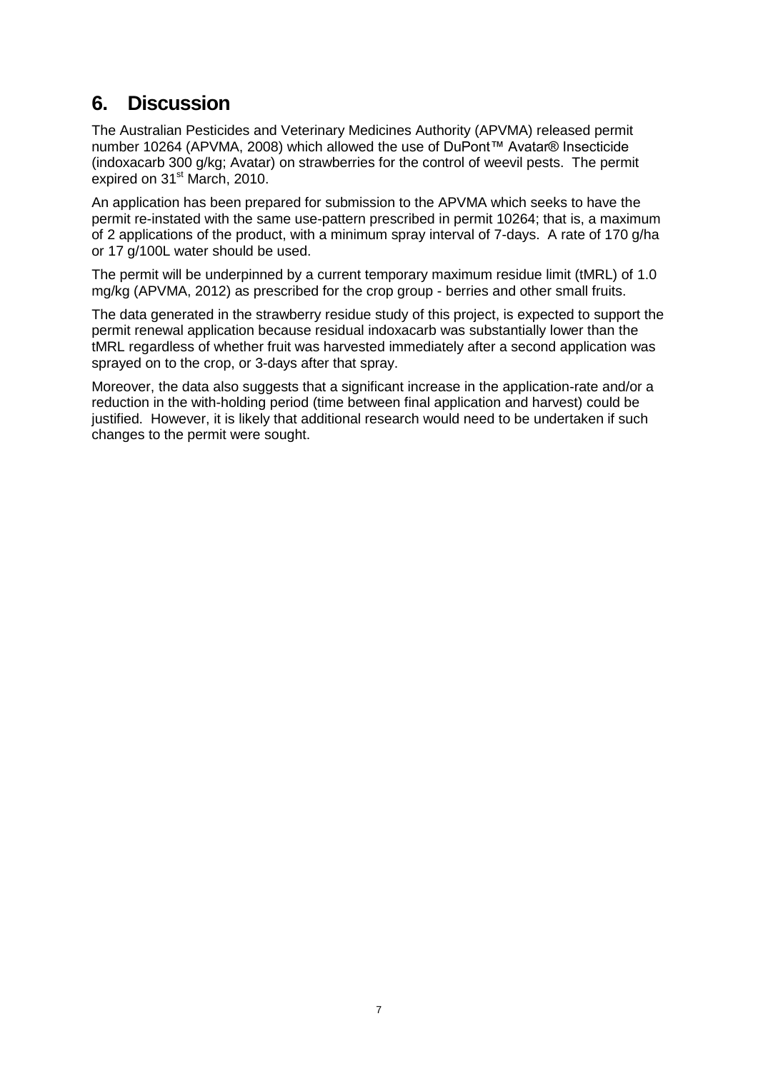## 6. Discussion

The Australian Pesticides and Veterinary Medicines Authority (APVMA) released permit number 10264 (APVMA, 2008) which allowed the use of DuPont™ Avatar® Insecticide (indoxacarb 300 g/kg; Avatar) on strawberries for the control of weevil pests. The permit expired on 31st March, 2010.

An application has been prepared for submission to the APVMA which seeks to have the permit re-instated with the same use-pattern prescribed in permit 10264; that is, a maximum of 2 applications of the product, with a minimum spray interval of 7-days. A rate of 170 g/ha or 17 g/100L water should be used.

The permit will be underpinned by a current temporary maximum residue limit (tMRL) of 1.0 mg/kg (APVMA, 2012) as prescribed for the crop group - berries and other small fruits.

The data generated in the strawberry residue study of this project, is expected to support the permit renewal application because residual indoxacarb was substantially lower than the tMRL regardless of whether fruit was harvested immediately after a second application was sprayed on to the crop, or 3-days after that spray.

Moreover, the data also suggests that a significant increase in the application-rate and/or a reduction in the with-holding period (time between final application and harvest) could be justified. However, it is likely that additional research would need to be undertaken if such changes to the permit were sought.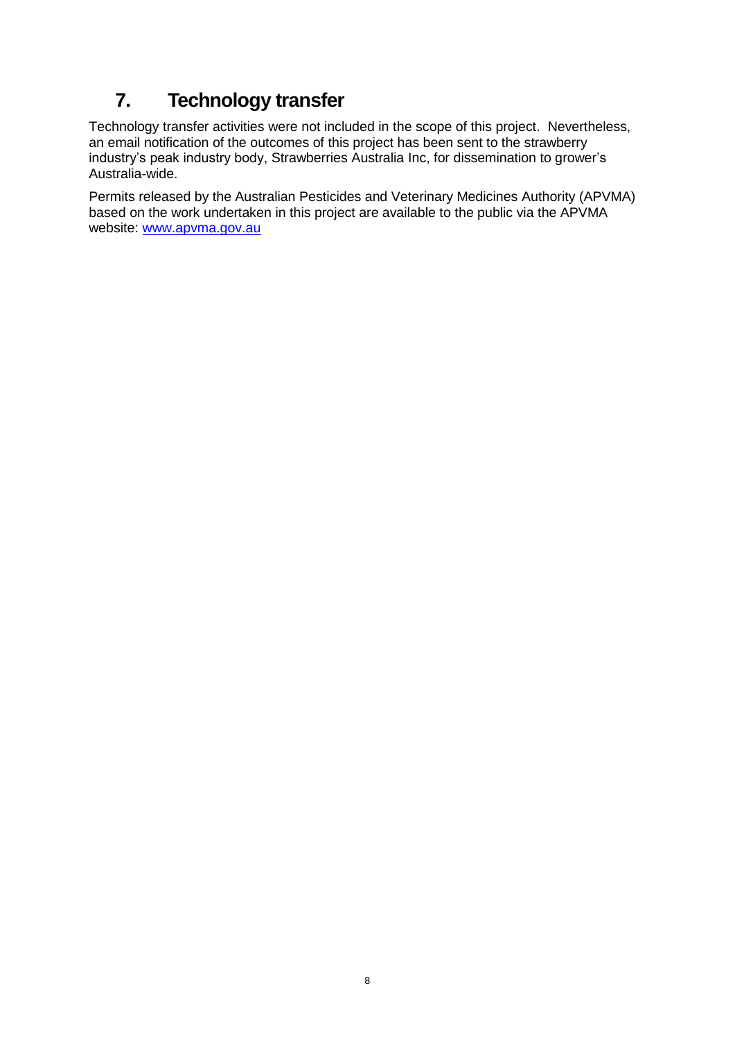# 7. Technology transfer

Technology transfer activities were not included in the scope of this project. Nevertheless, an email notification of the outcomes of this project has been sent to the strawberry industry's peak industry body, Strawberries Australia Inc, for dissemination to grower's Australia-wide.

Permits released by the Australian Pesticides and Veterinary Medicines Authority (APVMA) based on the work undertaken in this project are available to the public via the APVMA website: [www.apvma.gov.au](http://www.apvma.gov.au)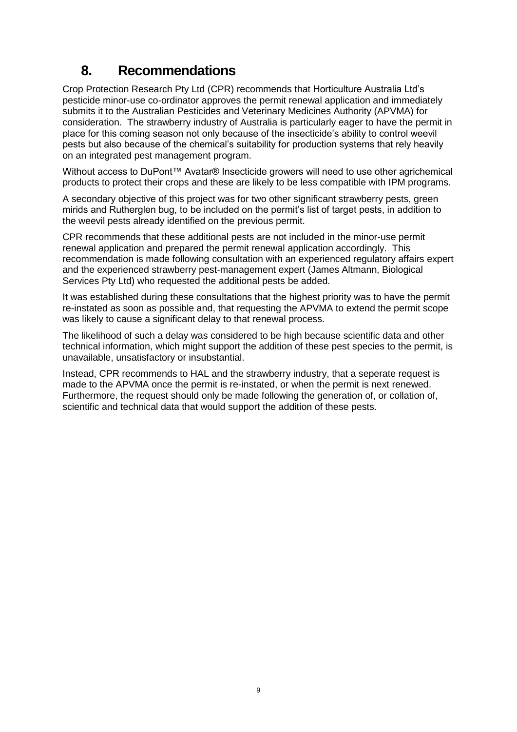# 8. Recommendations

Crop Protection Research Pty Ltd (CPR) recommends that Horticulture Australia Ltd's pesticide minor-use co-ordinator approves the permit renewal application and immediately submits it to the Australian Pesticides and Veterinary Medicines Authority (APVMA) for consideration. The strawberry industry of Australia is particularly eager to have the permit in place for this coming season not only because of the insecticide's ability to control weevil pests but also because of the chemical's suitability for production systems that rely heavily on an integrated pest management program.

Without access to DuPont™ Avatar® Insecticide growers will need to use other agrichemical products to protect their crops and these are likely to be less compatible with IPM programs.

A secondary objective of this project was for two other significant strawberry pests, green mirids and Rutherglen bug, to be included on the permit's list of target pests, in addition to the weevil pests already identified on the previous permit.

CPR recommends that these additional pests are not included in the minor-use permit renewal application and prepared the permit renewal application accordingly. This recommendation is made following consultation with an experienced regulatory affairs expert and the experienced strawberry pest-management expert (James Altmann, Biological Services Pty Ltd) who requested the additional pests be added.

It was established during these consultations that the highest priority was to have the permit re-instated as soon as possible and, that requesting the APVMA to extend the permit scope was likely to cause a significant delay to that renewal process.

The likelihood of such a delay was considered to be high because scientific data and other technical information, which might support the addition of these pest species to the permit, is unavailable, unsatisfactory or insubstantial.

Instead, CPR recommends to HAL and the strawberry industry, that a seperate request is made to the APVMA once the permit is re-instated, or when the permit is next renewed. Furthermore, the request should only be made following the generation of, or collation of, scientific and technical data that would support the addition of these pests.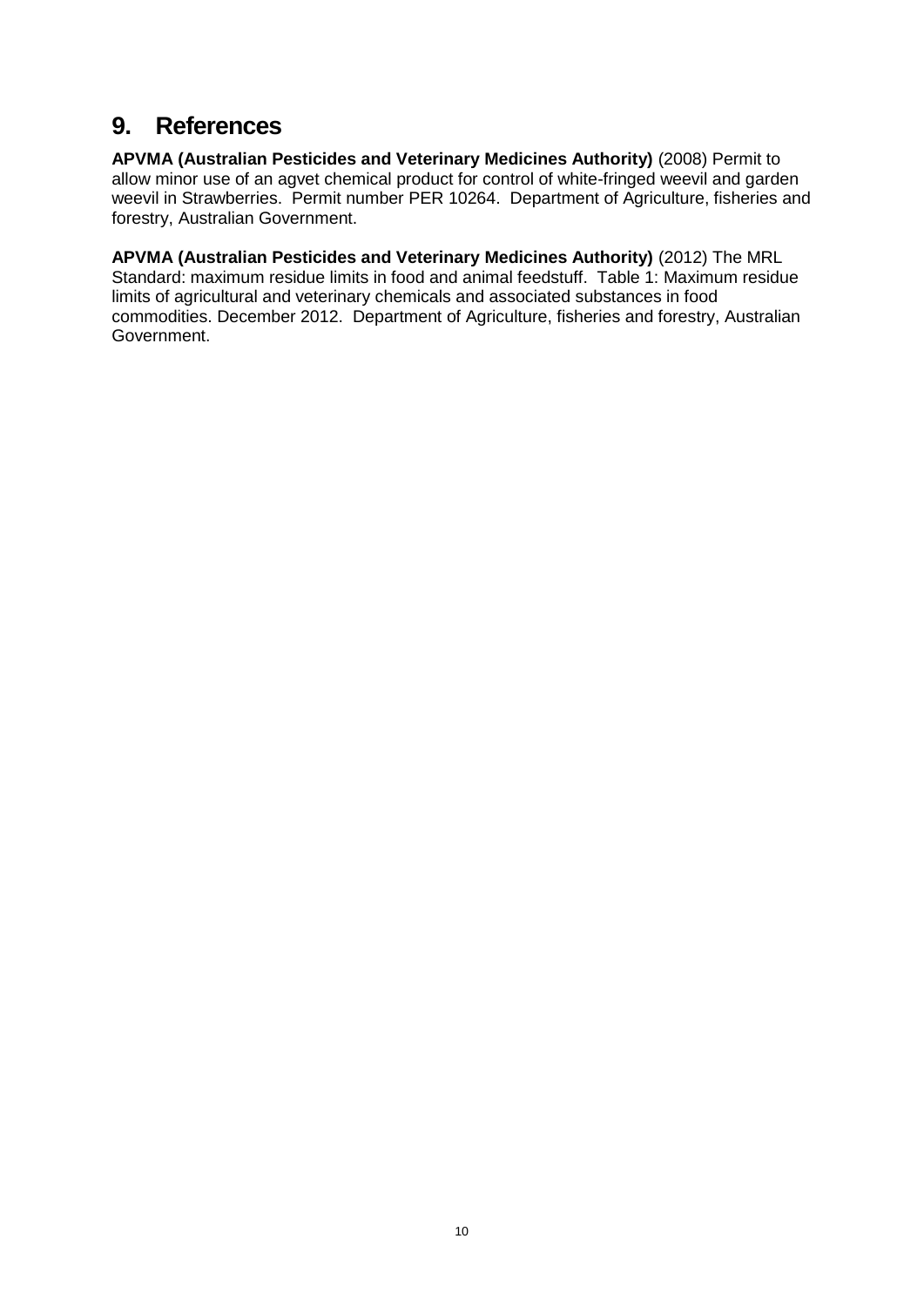# 9. References

**APVMA (Australian Pesticides and Veterinary Medicines Authority)** (2008) Permit to allow minor use of an agvet chemical product for control of white-fringed weevil and garden weevil in Strawberries. Permit number PER 10264. Department of Agriculture, fisheries and forestry, Australian Government.

**APVMA (Australian Pesticides and Veterinary Medicines Authority)** (2012) The MRL Standard: maximum residue limits in food and animal feedstuff. Table 1: Maximum residue limits of agricultural and veterinary chemicals and associated substances in food commodities. December 2012. Department of Agriculture, fisheries and forestry, Australian Government.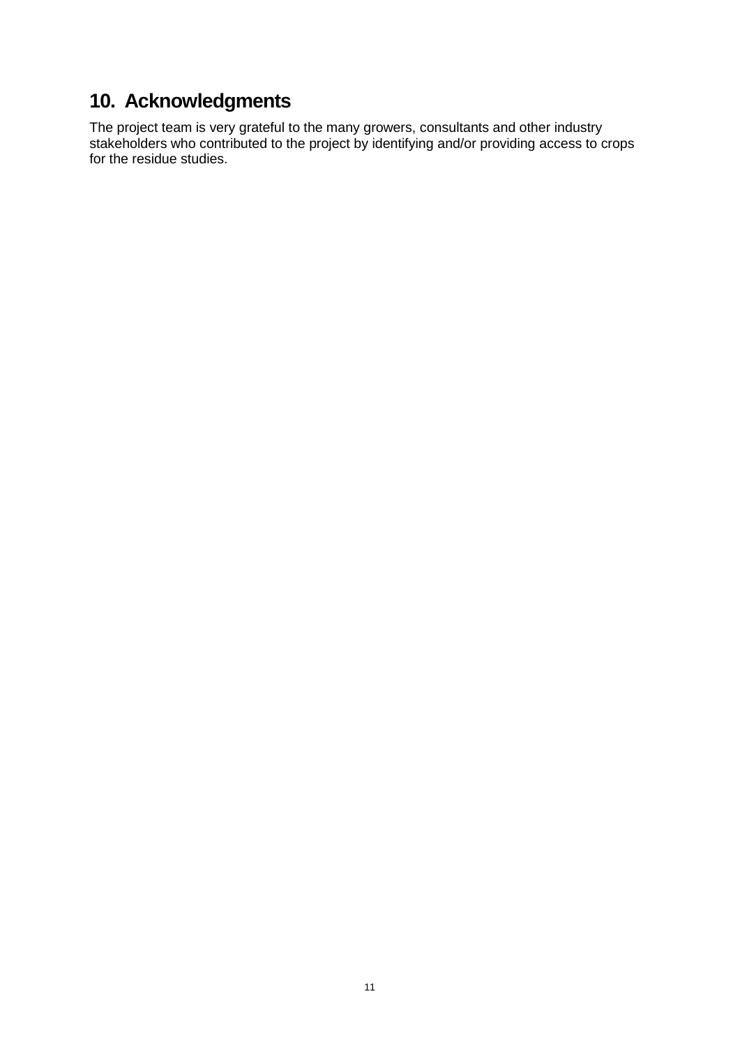## 10. Acknowledgments

The project team is very grateful to the many growers, consultants and other industry stakeholders who contributed to the project by identifying and/or providing access to crops for the residue studies.